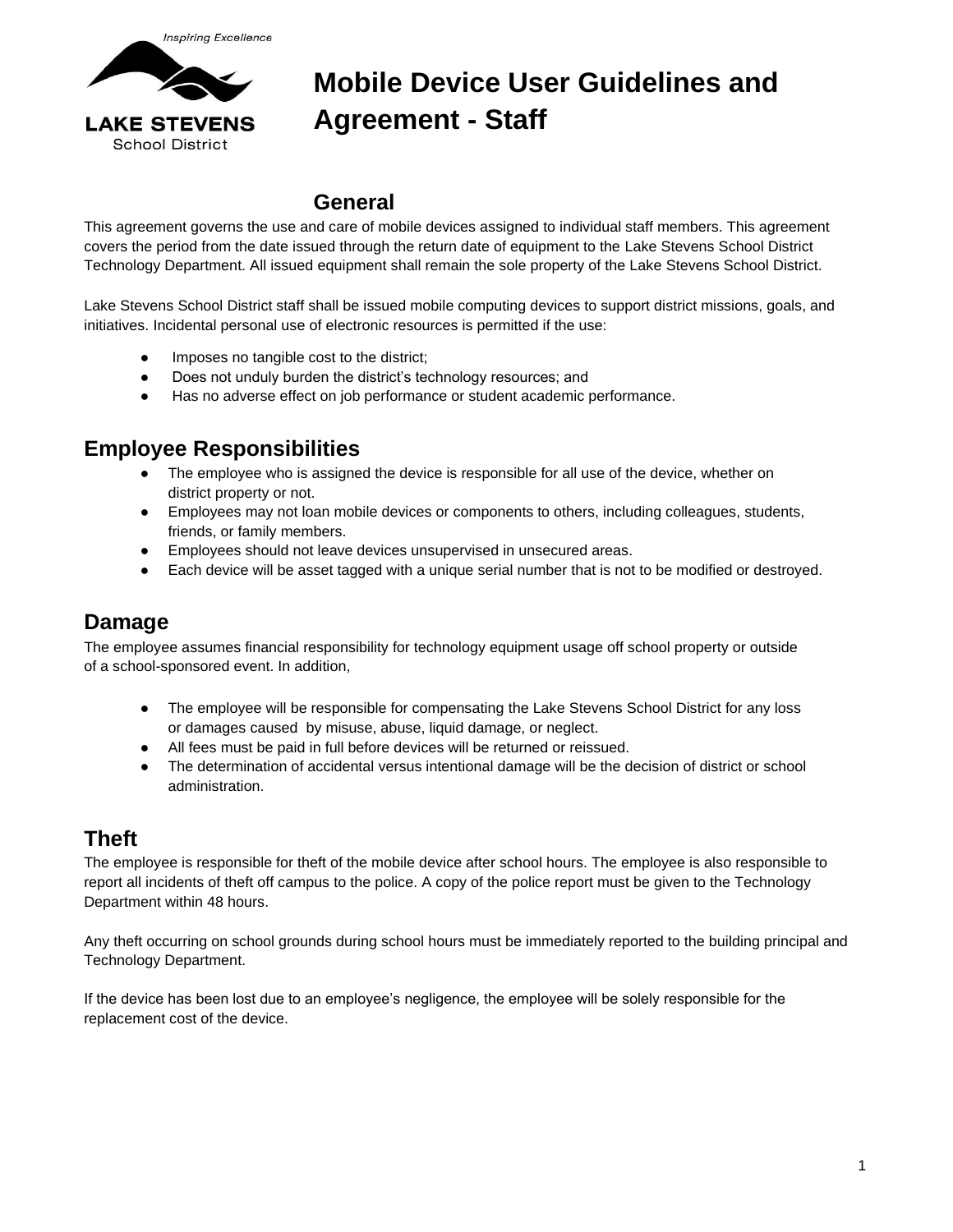Inspiring Excellence

LAKE STEVENS
School District

# Mobile Device User Guidelines and Agreement - Staff

## General

This agreement governs the use and care of mobile devices assigned to individual staff members. This agreement covers the period from the date issued through the return date of equipment to the Lake Stevens School District Technology Department. All issued equipment shall remain the sole property of the Lake Stevens School District.

Lake Stevens School District staff shall be issued mobile computing devices to support district missions, goals, and initiatives. Incidental personal use of electronic resources is permitted if the use:

- Imposes no tangible cost to the district;
- Does not unduly burden the district's technology resources; and
- Has no adverse effect on job performance or student academic performance.

## Employee Responsibilities

- The employee who is assigned the device is responsible for all use of the device, whether on district property or not.
- Employees may not loan mobile devices or components to others, including colleagues, students, friends, or family members.
- Employees should not leave devices unsupervised in unsecured areas.
- Each device will be asset tagged with a unique serial number that is not to be modified or destroyed.

## Damage

The employee assumes financial responsibility for technology equipment usage off school property or outside of a school-sponsored event. In addition,

- The employee will be responsible for compensating the Lake Stevens School District for any loss or damages caused by misuse, abuse, liquid damage, or neglect.
- All fees must be paid in full before devices will be returned or reissued.
- The determination of accidental versus intentional damage will be the decision of district or school administration.

## Theft

The employee is responsible for theft of the mobile device after school hours. The employee is also responsible to report all incidents of theft off campus to the police. A copy of the police report must be given to the Technology Department within 48 hours.

Any theft occurring on school grounds during school hours must be immediately reported to the building principal and Technology Department.

If the device has been lost due to an employee's negligence, the employee will be solely responsible for the replacement cost of the device.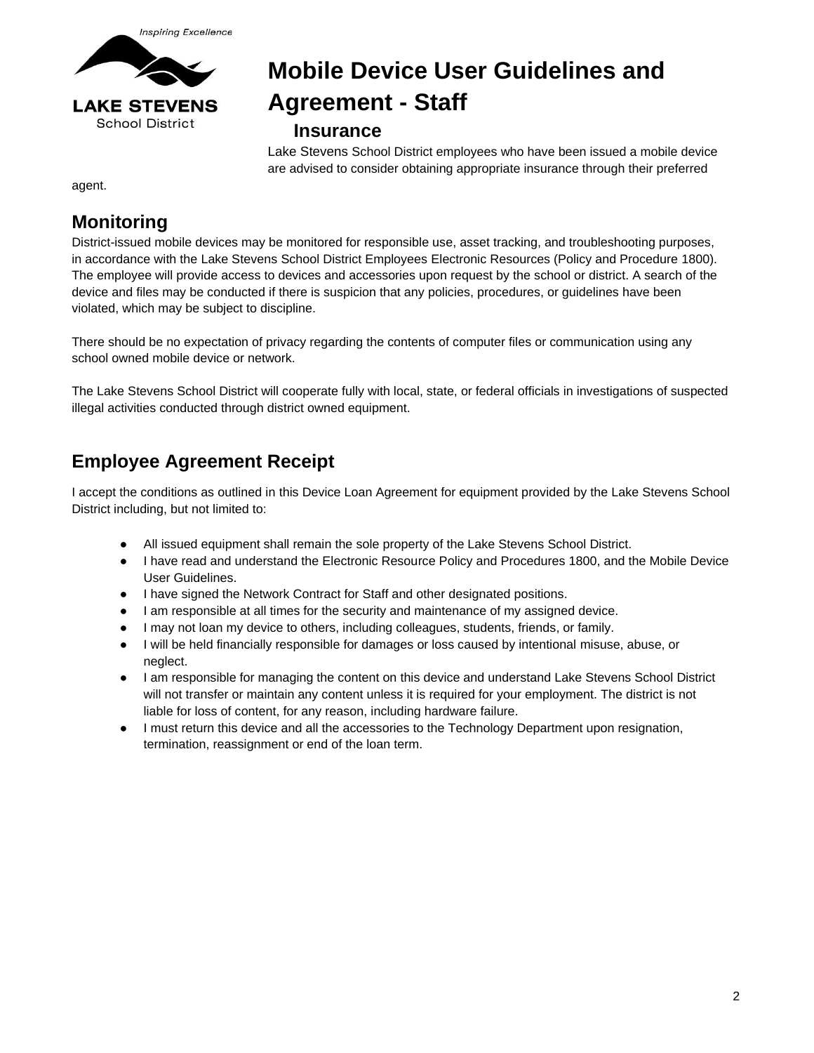# Mobile Device User Guidelines and Agreement - Staff

## Insurance

Lake Stevens School District employees who have been issued a mobile device are advised to consider obtaining appropriate insurance through their preferred agent.

## Monitoring

District-issued mobile devices may be monitored for responsible use, asset tracking, and troubleshooting purposes, in accordance with the Lake Stevens School District Employees Electronic Resources (Policy and Procedure 1800). The employee will provide access to devices and accessories upon request by the school or district. A search of the device and files may be conducted if there is suspicion that any policies, procedures, or guidelines have been violated, which may be subject to discipline.

There should be no expectation of privacy regarding the contents of computer files or communication using any school owned mobile device or network.

The Lake Stevens School District will cooperate fully with local, state, or federal officials in investigations of suspected illegal activities conducted through district owned equipment.

## Employee Agreement Receipt

I accept the conditions as outlined in this Device Loan Agreement for equipment provided by the Lake Stevens School District including, but not limited to:

- All issued equipment shall remain the sole property of the Lake Stevens School District.
- I have read and understand the Electronic Resource Policy and Procedures 1800, and the Mobile Device User Guidelines.
- I have signed the Network Contract for Staff and other designated positions.
- I am responsible at all times for the security and maintenance of my assigned device.
- I may not loan my device to others, including colleagues, students, friends, or family.
- I will be held financially responsible for damages or loss caused by intentional misuse, abuse, or neglect.
- I am responsible for managing the content on this device and understand Lake Stevens School District will not transfer or maintain any content unless it is required for your employment. The district is not liable for loss of content, for any reason, including hardware failure.
- I must return this device and all the accessories to the Technology Department upon resignation, termination, reassignment or end of the loan term.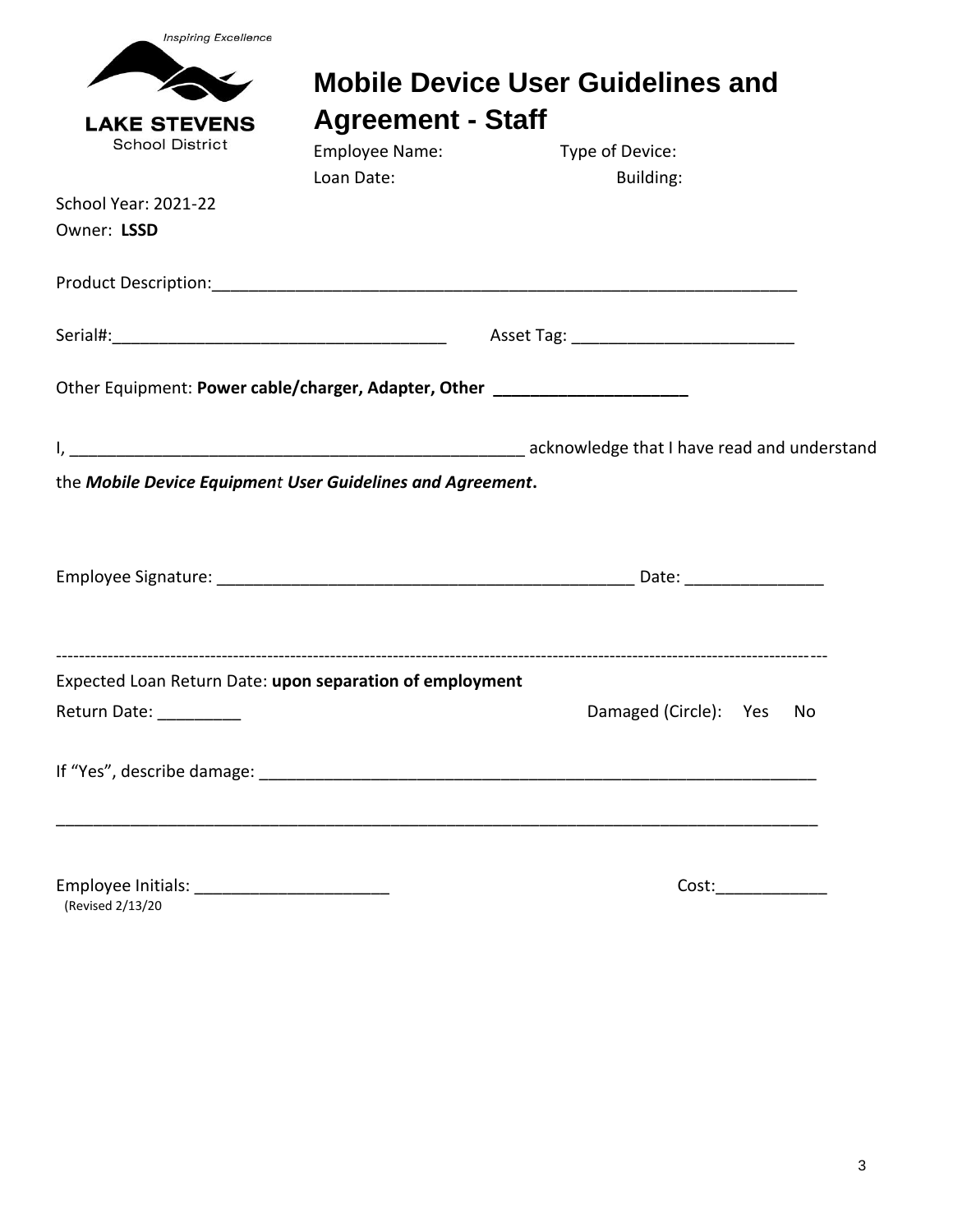Inspiring Excellence

LAKE STEVENS
School District

# Mobile Device User Guidelines and Agreement - Staff

Employee Name: Type of Device:

Loan Date: Building:

School Year: 2021-22

Owner: **LSSD**

Product Description:_________________________________________________________________

Serial#:____________________________________ Asset Tag: ________________________

Other Equipment: **Power cable/charger, Adapter, Other _____________________**

I, __________________________________________________ acknowledge that I have read and understand the ***Mobile Device Equipment User Guidelines and Agreement*.**

Employee Signature: _____________________________________________ Date: _______________

---

Expected Loan Return Date: **upon separation of employment**

Return Date: _________ Damaged (Circle): Yes No

If "Yes", describe damage: ______________________________________________________________

_____________________________________________________________________________________

Employee Initials: _____________________ Cost:____________

(Revised 2/13/20